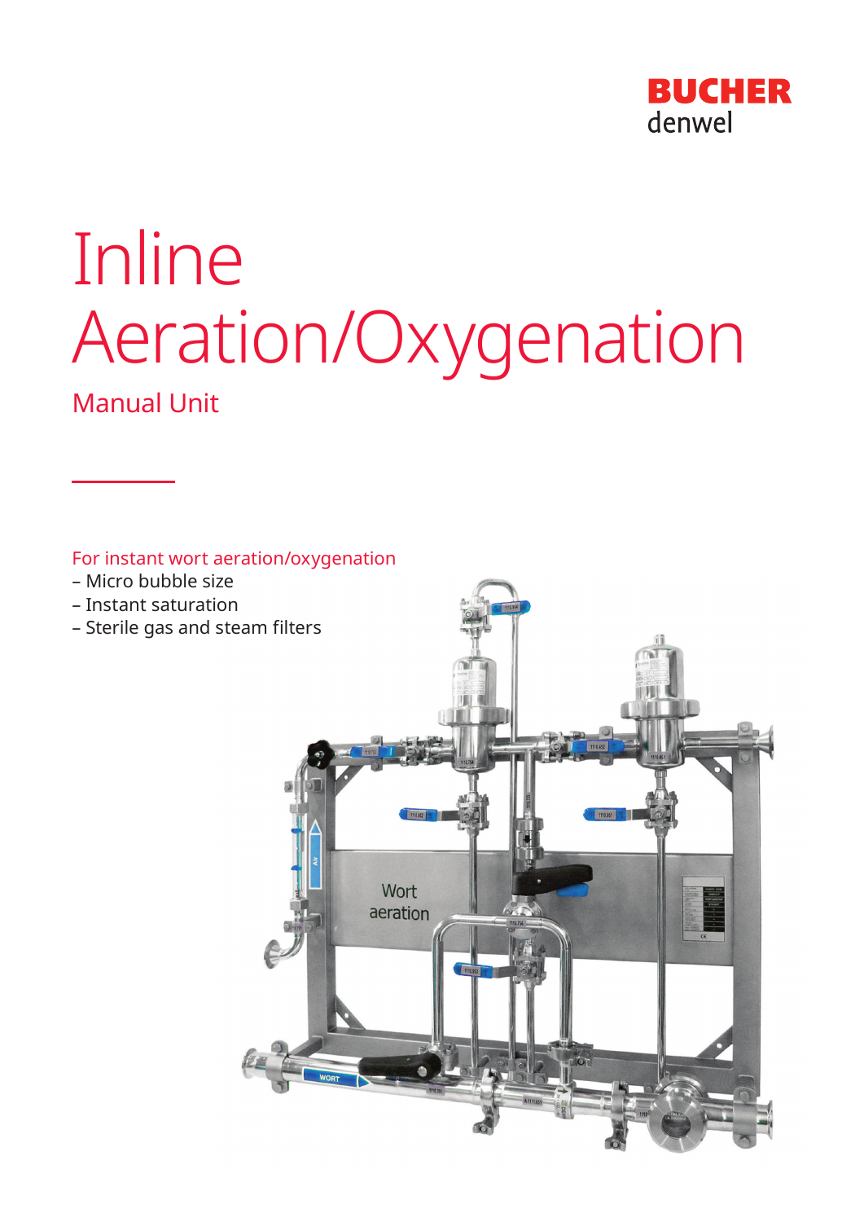BUCHER
denwel

# Inline Aeration/Oxygenation

## Manual Unit

For instant wort aeration/oxygenation

- Micro bubble size
- Instant saturation
- Sterile gas and steam filters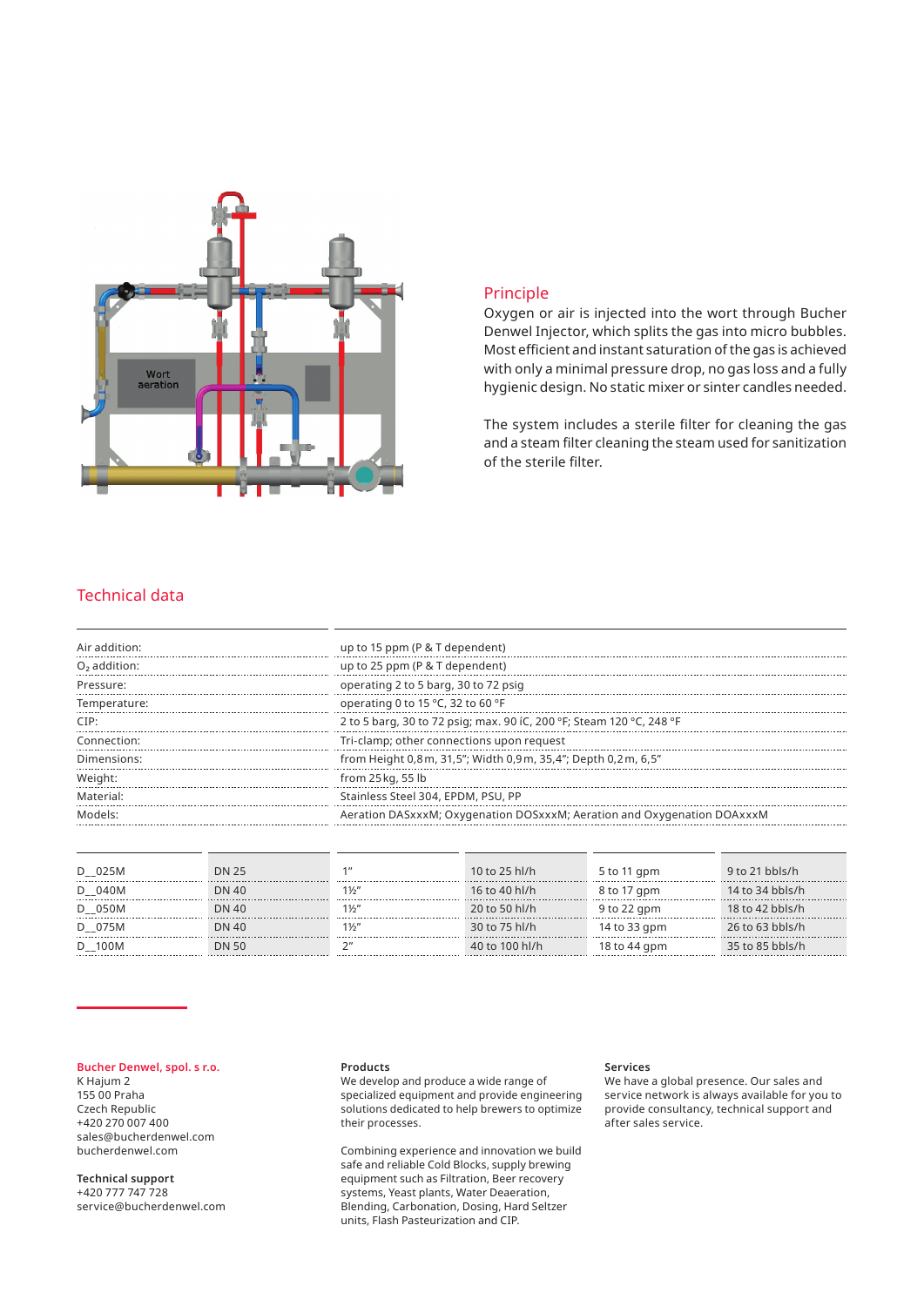Wort
aeration

## Principle

Oxygen or air is injected into the wort through Bucher Denwel Injector, which splits the gas into micro bubbles. Most efficient and instant saturation of the gas is achieved with only a minimal pressure drop, no gas loss and a fully hygienic design. No static mixer or sinter candles needed.

The system includes a sterile filter for cleaning the gas and a steam filter cleaning the steam used for sanitization of the sterile filter.

## Technical data

| | |
|---|---|
| Air addition: | up to 15 ppm (P & T dependent) |
| $O_2$ addition: | up to 25 ppm (P & T dependent) |
| Pressure: | operating 2 to 5 barg, 30 to 72 psig |
| Temperature: | operating 0 to 15 °C, 32 to 60 °F |
| CIP: | 2 to 5 barg, 30 to 72 psig; max. 90 iC, 200 °F; Steam 120 °C, 248 °F |
| Connection: | Tri-clamp; other connections upon request |
| Dimensions: | from Height 0,8 m, 31,5"; Width 0,9 m, 35,4"; Depth 0,2 m, 6,5" |
| Weight: | from 25 kg, 55 lb |
| Material: | Stainless Steel 304, EPDM, PSU, PP |
| Models: | Aeration DASxxxM; Oxygenation DOSxxxM; Aeration and Oxygenation DOAxxxM |

| | | | | | |
|---|---|---|---|---|---|
| D__025M | DN 25 | 1" | 10 to 25 hl/h | 5 to 11 gpm | 9 to 21 bbls/h |
| D__040M | DN 40 | 1½" | 16 to 40 hl/h | 8 to 17 gpm | 14 to 34 bbls/h |
| D__050M | DN 40 | 1½" | 20 to 50 hl/h | 9 to 22 gpm | 18 to 42 bbls/h |
| D__075M | DN 40 | 1½" | 30 to 75 hl/h | 14 to 33 gpm | 26 to 63 bbls/h |
| D__100M | DN 50 | 2" | 40 to 100 hl/h | 18 to 44 gpm | 35 to 85 bbls/h |

**Bucher Denwel, spol. s r.o.**
K Hajum 2
155 00 Praha
Czech Republic
+420 270 007 400
sales@bucherdenwel.com
bucherdenwel.com

**Technical support**
+420 777 747 728
service@bucherdenwel.com

**Products**
We develop and produce a wide range of specialized equipment and provide engineering solutions dedicated to help brewers to optimize their processes.

Combining experience and innovation we build safe and reliable Cold Blocks, supply brewing equipment such as Filtration, Beer recovery systems, Yeast plants, Water Deaeration, Blending, Carbonation, Dosing, Hard Seltzer units, Flash Pasteurization and CIP.

**Services**
We have a global presence. Our sales and service network is always available for you to provide consultancy, technical support and after sales service.